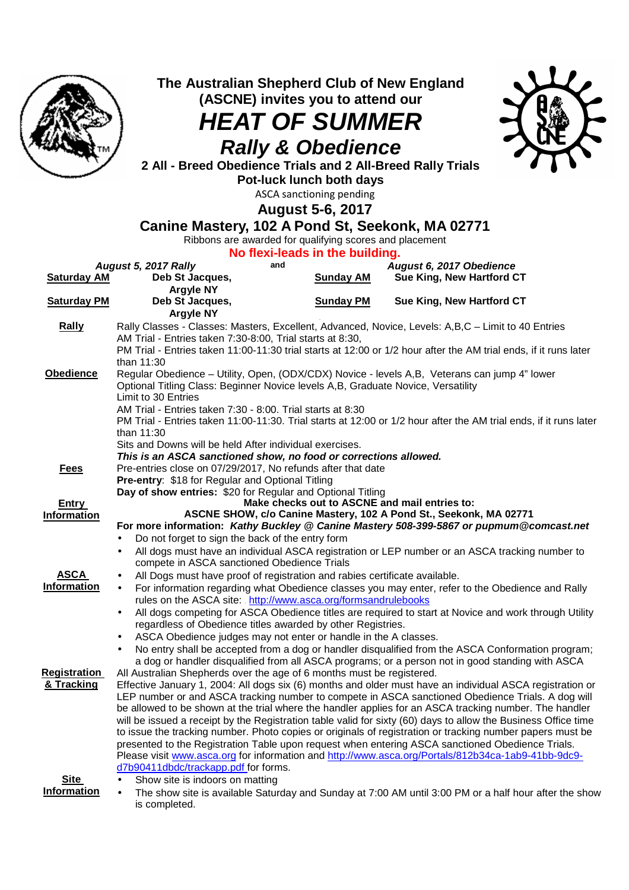# The Australian Shepherd Club of New England (ASCNE) invites you to attend our

# *HEAT OF SUMMER*

## *Rally & Obedience*

**2 All - Breed Obedience Trials and 2 All-Breed Rally Trials**

**Pot-luck lunch both days**

ASCA sanctioning pending

**August 5-6, 2017**

**Canine Mastery, 102 A Pond St, Seekonk, MA 02771**

Ribbons are awarded for qualifying scores and placement

**No flexi-leads in the building.**

| ***August 5, 2017 Rally*** | | and | ***August 6, 2017 Obedience*** | |
|---|---|---|---|---|
| **Saturday AM** | **Deb St Jacques, Argyle NY** | | **Sunday AM** | **Sue King, New Hartford CT** |
| **Saturday PM** | **Deb St Jacques, Argyle NY** | | **Sunday PM** | **Sue King, New Hartford CT** |

**Rally**

Rally Classes - Classes: Masters, Excellent, Advanced, Novice, Levels: A,B,C – Limit to 40 Entries
AM Trial - Entries taken 7:30-8:00, Trial starts at 8:30,
PM Trial - Entries taken 11:00-11:30 trial starts at 12:00 or 1/2 hour after the AM trial ends, if it runs later than 11:30

**Obedience**

Regular Obedience – Utility, Open, (ODX/CDX) Novice - levels A,B, Veterans can jump 4" lower
Optional Titling Class: Beginner Novice levels A,B, Graduate Novice, Versatility
Limit to 30 Entries
AM Trial - Entries taken 7:30 - 8:00. Trial starts at 8:30
PM Trial - Entries taken 11:00-11:30. Trial starts at 12:00 or 1/2 hour after the AM trial ends, if it runs later than 11:30
Sits and Downs will be held After individual exercises.
***This is an ASCA sanctioned show, no food or corrections allowed.***

**Fees**

Pre-entries close on 07/29/2017, No refunds after that date
**Pre-entry**: $18 for Regular and Optional Titling
**Day of show entries:** $20 for Regular and Optional Titling

**Entry Information**

**Make checks out to ASCNE and mail entries to:**
**ASCNE SHOW, c/o Canine Mastery, 102 A Pond St., Seekonk, MA 02771**
**For more information: *Kathy Buckley @ Canine Mastery 508-399-5867 or pupmum@comcast.net***

- Do not forget to sign the back of the entry form
- All dogs must have an individual ASCA registration or LEP number or an ASCA tracking number to compete in ASCA sanctioned Obedience Trials

**ASCA Information**

- All Dogs must have proof of registration and rabies certificate available.
- For information regarding what Obedience classes you may enter, refer to the Obedience and Rally rules on the ASCA site: http://www.asca.org/formsandrulebooks
- All dogs competing for ASCA Obedience titles are required to start at Novice and work through Utility regardless of Obedience titles awarded by other Registries.
- ASCA Obedience judges may not enter or handle in the A classes.
- No entry shall be accepted from a dog or handler disqualified from the ASCA Conformation program; a dog or handler disqualified from all ASCA programs; or a person not in good standing with ASCA

**Registration & Tracking**

All Australian Shepherds over the age of 6 months must be registered.
Effective January 1, 2004: All dogs six (6) months and older must have an individual ASCA registration or LEP number or and ASCA tracking number to compete in ASCA sanctioned Obedience Trials. A dog will be allowed to be shown at the trial where the handler applies for an ASCA tracking number. The handler will be issued a receipt by the Registration table valid for sixty (60) days to allow the Business Office time to issue the tracking number. Photo copies or originals of registration or tracking number papers must be presented to the Registration Table upon request when entering ASCA sanctioned Obedience Trials.
Please visit www.asca.org for information and http://www.asca.org/Portals/812b34ca-1ab9-41bb-9dc9-d7b90411dbdc/trackapp.pdf for forms.

**Site Information**

- Show site is indoors on matting
- The show site is available Saturday and Sunday at 7:00 AM until 3:00 PM or a half hour after the show is completed.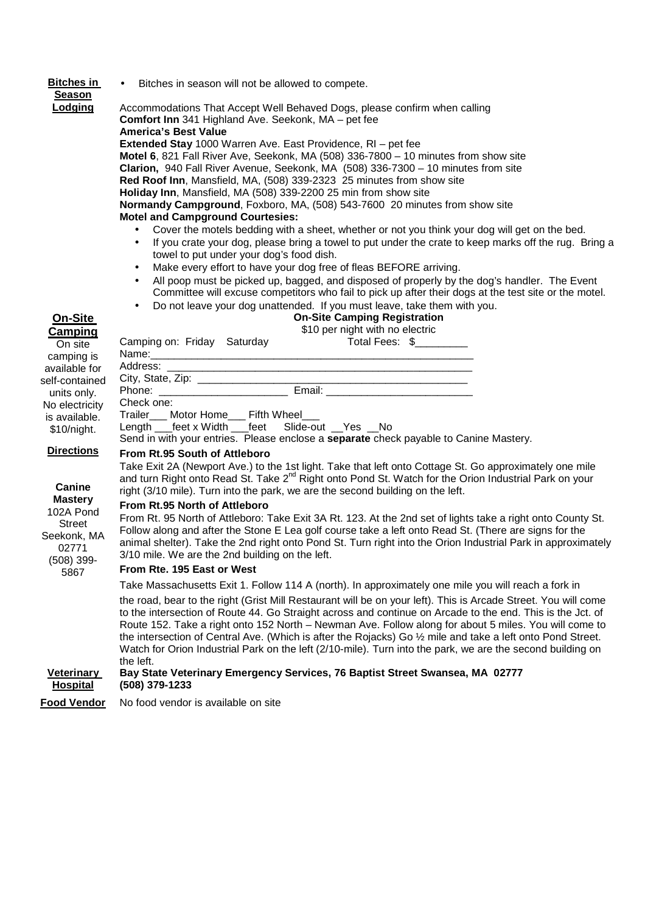**Bitches in Season**

- Bitches in season will not be allowed to compete.

**Lodging**

Accommodations That Accept Well Behaved Dogs, please confirm when calling

**Comfort Inn** 341 Highland Ave. Seekonk, MA – pet fee
**America's Best Value**
**Extended Stay** 1000 Warren Ave. East Providence, RI – pet fee
**Motel 6**, 821 Fall River Ave, Seekonk, MA (508) 336-7800 – 10 minutes from show site
**Clarion,** 940 Fall River Avenue, Seekonk, MA (508) 336-7300 – 10 minutes from site
**Red Roof Inn**, Mansfield, MA, (508) 339-2323 25 minutes from show site
**Holiday Inn**, Mansfield, MA (508) 339-2200 25 min from show site
**Normandy Campground**, Foxboro, MA, (508) 543-7600 20 minutes from show site

**Motel and Campground Courtesies:**

- Cover the motels bedding with a sheet, whether or not you think your dog will get on the bed.
- If you crate your dog, please bring a towel to put under the crate to keep marks off the rug. Bring a towel to put under your dog's food dish.
- Make every effort to have your dog free of fleas BEFORE arriving.
- All poop must be picked up, bagged, and disposed of properly by the dog's handler. The Event Committee will excuse competitors who fail to pick up after their dogs at the test site or the motel.
- Do not leave your dog unattended. If you must leave, take them with you.

**On-Site Camping**

On site camping is available for self-contained units only. No electricity is available. $10/night.

**On-Site Camping Registration**
$10 per night with no electric

Camping on: Friday Saturday Total Fees: $_________
Name:___________________________________________________________
Address: ________________________________________________________
City, State, Zip: _________________________________________________
Phone: _______________________ Email: __________________________
Check one:
Trailer___ Motor Home___ Fifth Wheel___
Length ___feet x Width ___feet Slide-out __Yes __No
Send in with your entries. Please enclose a **separate** check payable to Canine Mastery.

**Directions**

**Canine Mastery**
102A Pond Street
Seekonk, MA 02771
(508) 399-5867

**From Rt.95 South of Attleboro**

Take Exit 2A (Newport Ave.) to the 1st light. Take that left onto Cottage St. Go approximately one mile and turn Right onto Read St. Take 2nd Right onto Pond St. Watch for the Orion Industrial Park on your right (3/10 mile). Turn into the park, we are the second building on the left.

**From Rt.95 North of Attleboro**

From Rt. 95 North of Attleboro: Take Exit 3A Rt. 123. At the 2nd set of lights take a right onto County St. Follow along and after the Stone E Lea golf course take a left onto Read St. (There are signs for the animal shelter). Take the 2nd right onto Pond St. Turn right into the Orion Industrial Park in approximately 3/10 mile. We are the 2nd building on the left.

**From Rte. 195 East or West**

Take Massachusetts Exit 1. Follow 114 A (north). In approximately one mile you will reach a fork in the road, bear to the right (Grist Mill Restaurant will be on your left). This is Arcade Street. You will come to the intersection of Route 44. Go Straight across and continue on Arcade to the end. This is the Jct. of Route 152. Take a right onto 152 North – Newman Ave. Follow along for about 5 miles. You will come to the intersection of Central Ave. (Which is after the Rojacks) Go ½ mile and take a left onto Pond Street. Watch for Orion Industrial Park on the left (2/10-mile). Turn into the park, we are the second building on the left.

**Veterinary Hospital**

**Bay State Veterinary Emergency Services, 76 Baptist Street Swansea, MA 02777**
**(508) 379-1233**

**Food Vendor**

No food vendor is available on site